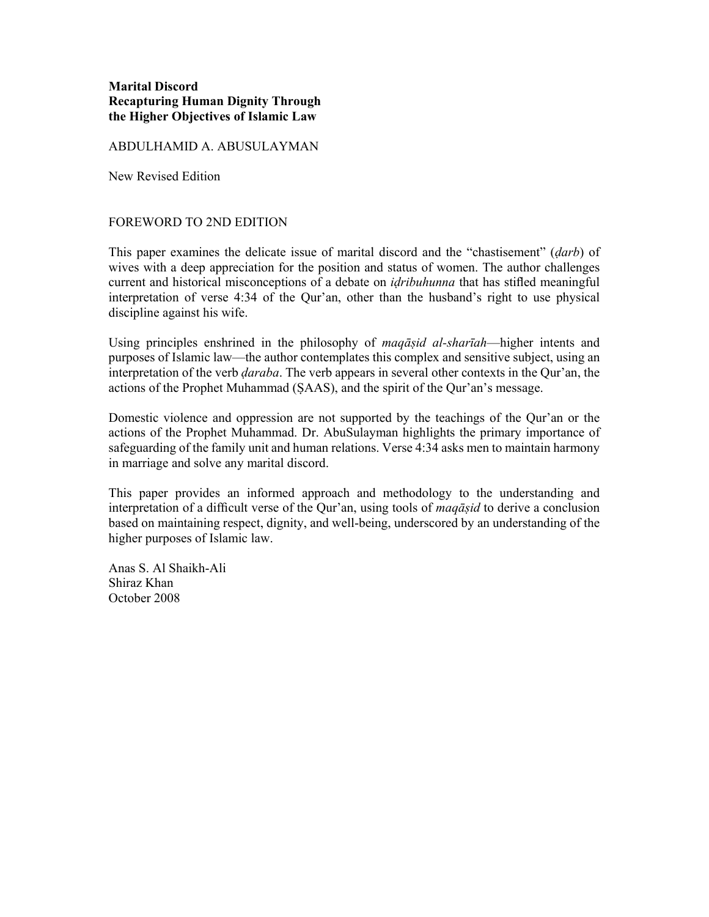**Marital Discord**
**Recapturing Human Dignity Through**
**the Higher Objectives of Islamic Law**

ABDULHAMID A. ABUSULAYMAN

New Revised Edition

## FOREWORD TO 2ND EDITION

This paper examines the delicate issue of marital discord and the "chastisement" (*ḍarb*) of wives with a deep appreciation for the position and status of women. The author challenges current and historical misconceptions of a debate on *iḍribuhunna* that has stifled meaningful interpretation of verse 4:34 of the Qur'an, other than the husband's right to use physical discipline against his wife.

Using principles enshrined in the philosophy of *maqāṣid al-sharīah*—higher intents and purposes of Islamic law—the author contemplates this complex and sensitive subject, using an interpretation of the verb *ḍaraba*. The verb appears in several other contexts in the Qur'an, the actions of the Prophet Muhammad (ṢAAS), and the spirit of the Qur'an's message.

Domestic violence and oppression are not supported by the teachings of the Qur'an or the actions of the Prophet Muhammad. Dr. AbuSulayman highlights the primary importance of safeguarding of the family unit and human relations. Verse 4:34 asks men to maintain harmony in marriage and solve any marital discord.

This paper provides an informed approach and methodology to the understanding and interpretation of a difficult verse of the Qur'an, using tools of *maqāṣid* to derive a conclusion based on maintaining respect, dignity, and well-being, underscored by an understanding of the higher purposes of Islamic law.

Anas S. Al Shaikh-Ali
Shiraz Khan
October 2008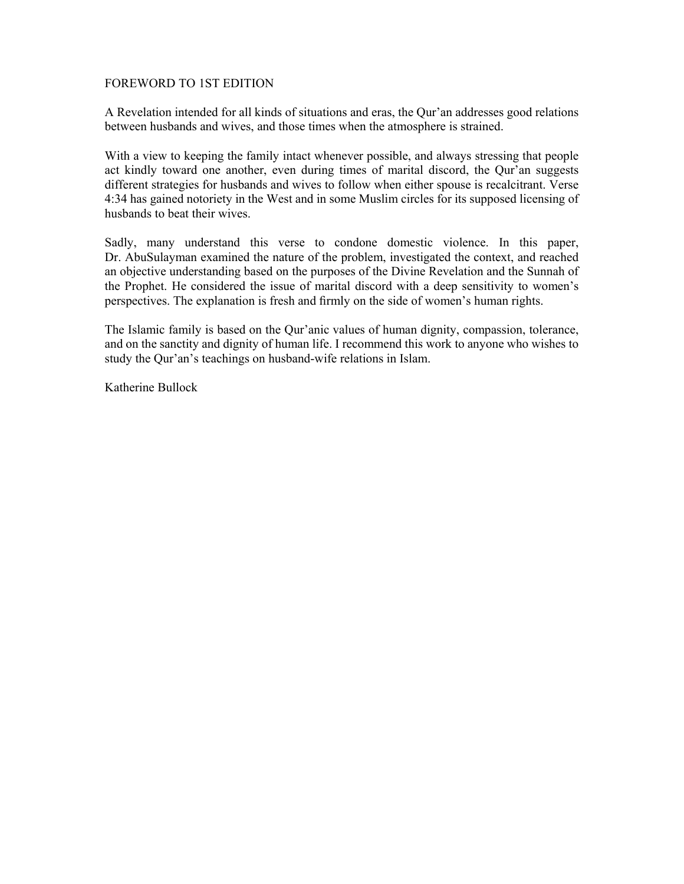# FOREWORD TO 1ST EDITION

A Revelation intended for all kinds of situations and eras, the Qur'an addresses good relations between husbands and wives, and those times when the atmosphere is strained.

With a view to keeping the family intact whenever possible, and always stressing that people act kindly toward one another, even during times of marital discord, the Qur'an suggests different strategies for husbands and wives to follow when either spouse is recalcitrant. Verse 4:34 has gained notoriety in the West and in some Muslim circles for its supposed licensing of husbands to beat their wives.

Sadly, many understand this verse to condone domestic violence. In this paper, Dr. AbuSulayman examined the nature of the problem, investigated the context, and reached an objective understanding based on the purposes of the Divine Revelation and the Sunnah of the Prophet. He considered the issue of marital discord with a deep sensitivity to women's perspectives. The explanation is fresh and firmly on the side of women's human rights.

The Islamic family is based on the Qur'anic values of human dignity, compassion, tolerance, and on the sanctity and dignity of human life. I recommend this work to anyone who wishes to study the Qur'an's teachings on husband-wife relations in Islam.

Katherine Bullock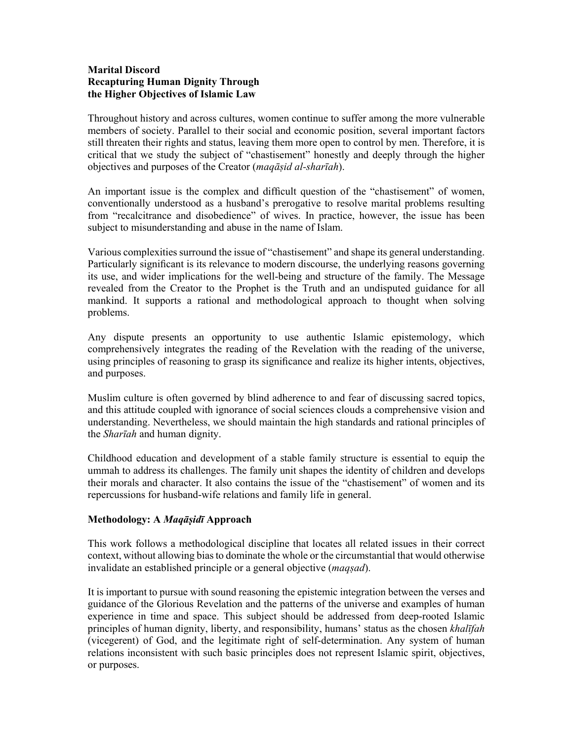**Marital Discord**
**Recapturing Human Dignity Through**
**the Higher Objectives of Islamic Law**

Throughout history and across cultures, women continue to suffer among the more vulnerable members of society. Parallel to their social and economic position, several important factors still threaten their rights and status, leaving them more open to control by men. Therefore, it is critical that we study the subject of "chastisement" honestly and deeply through the higher objectives and purposes of the Creator (*maqāṣid al-sharīah*).

An important issue is the complex and difficult question of the "chastisement" of women, conventionally understood as a husband's prerogative to resolve marital problems resulting from "recalcitrance and disobedience" of wives. In practice, however, the issue has been subject to misunderstanding and abuse in the name of Islam.

Various complexities surround the issue of "chastisement" and shape its general understanding. Particularly significant is its relevance to modern discourse, the underlying reasons governing its use, and wider implications for the well-being and structure of the family. The Message revealed from the Creator to the Prophet is the Truth and an undisputed guidance for all mankind. It supports a rational and methodological approach to thought when solving problems.

Any dispute presents an opportunity to use authentic Islamic epistemology, which comprehensively integrates the reading of the Revelation with the reading of the universe, using principles of reasoning to grasp its significance and realize its higher intents, objectives, and purposes.

Muslim culture is often governed by blind adherence to and fear of discussing sacred topics, and this attitude coupled with ignorance of social sciences clouds a comprehensive vision and understanding. Nevertheless, we should maintain the high standards and rational principles of the *Sharīah* and human dignity.

Childhood education and development of a stable family structure is essential to equip the ummah to address its challenges. The family unit shapes the identity of children and develops their morals and character. It also contains the issue of the "chastisement" of women and its repercussions for husband-wife relations and family life in general.

### Methodology: A *Maqāṣidī* Approach

This work follows a methodological discipline that locates all related issues in their correct context, without allowing bias to dominate the whole or the circumstantial that would otherwise invalidate an established principle or a general objective (*maqṣad*).

It is important to pursue with sound reasoning the epistemic integration between the verses and guidance of the Glorious Revelation and the patterns of the universe and examples of human experience in time and space. This subject should be addressed from deep-rooted Islamic principles of human dignity, liberty, and responsibility, humans' status as the chosen *khalīfah* (vicegerent) of God, and the legitimate right of self-determination. Any system of human relations inconsistent with such basic principles does not represent Islamic spirit, objectives, or purposes.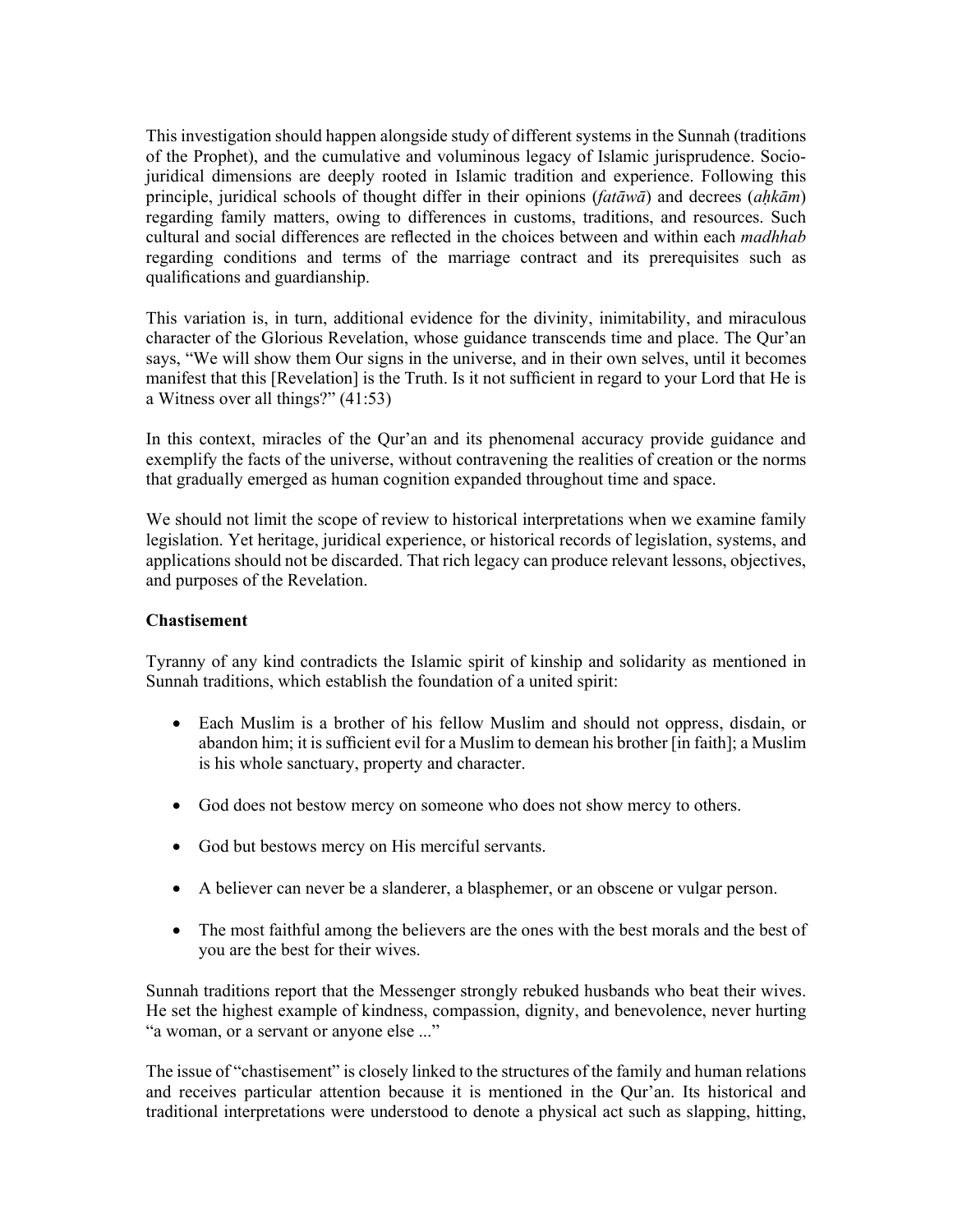This investigation should happen alongside study of different systems in the Sunnah (traditions of the Prophet), and the cumulative and voluminous legacy of Islamic jurisprudence. Socio-juridical dimensions are deeply rooted in Islamic tradition and experience. Following this principle, juridical schools of thought differ in their opinions (*fatāwā*) and decrees (*aḥkām*) regarding family matters, owing to differences in customs, traditions, and resources. Such cultural and social differences are reflected in the choices between and within each *madhhab* regarding conditions and terms of the marriage contract and its prerequisites such as qualifications and guardianship.

This variation is, in turn, additional evidence for the divinity, inimitability, and miraculous character of the Glorious Revelation, whose guidance transcends time and place. The Qur'an says, "We will show them Our signs in the universe, and in their own selves, until it becomes manifest that this [Revelation] is the Truth. Is it not sufficient in regard to your Lord that He is a Witness over all things?" (41:53)

In this context, miracles of the Qur'an and its phenomenal accuracy provide guidance and exemplify the facts of the universe, without contravening the realities of creation or the norms that gradually emerged as human cognition expanded throughout time and space.

We should not limit the scope of review to historical interpretations when we examine family legislation. Yet heritage, juridical experience, or historical records of legislation, systems, and applications should not be discarded. That rich legacy can produce relevant lessons, objectives, and purposes of the Revelation.

**Chastisement**

Tyranny of any kind contradicts the Islamic spirit of kinship and solidarity as mentioned in Sunnah traditions, which establish the foundation of a united spirit:

- Each Muslim is a brother of his fellow Muslim and should not oppress, disdain, or abandon him; it is sufficient evil for a Muslim to demean his brother [in faith]; a Muslim is his whole sanctuary, property and character.
- God does not bestow mercy on someone who does not show mercy to others.
- God but bestows mercy on His merciful servants.
- A believer can never be a slanderer, a blasphemer, or an obscene or vulgar person.
- The most faithful among the believers are the ones with the best morals and the best of you are the best for their wives.

Sunnah traditions report that the Messenger strongly rebuked husbands who beat their wives. He set the highest example of kindness, compassion, dignity, and benevolence, never hurting "a woman, or a servant or anyone else ..."

The issue of "chastisement" is closely linked to the structures of the family and human relations and receives particular attention because it is mentioned in the Qur'an. Its historical and traditional interpretations were understood to denote a physical act such as slapping, hitting,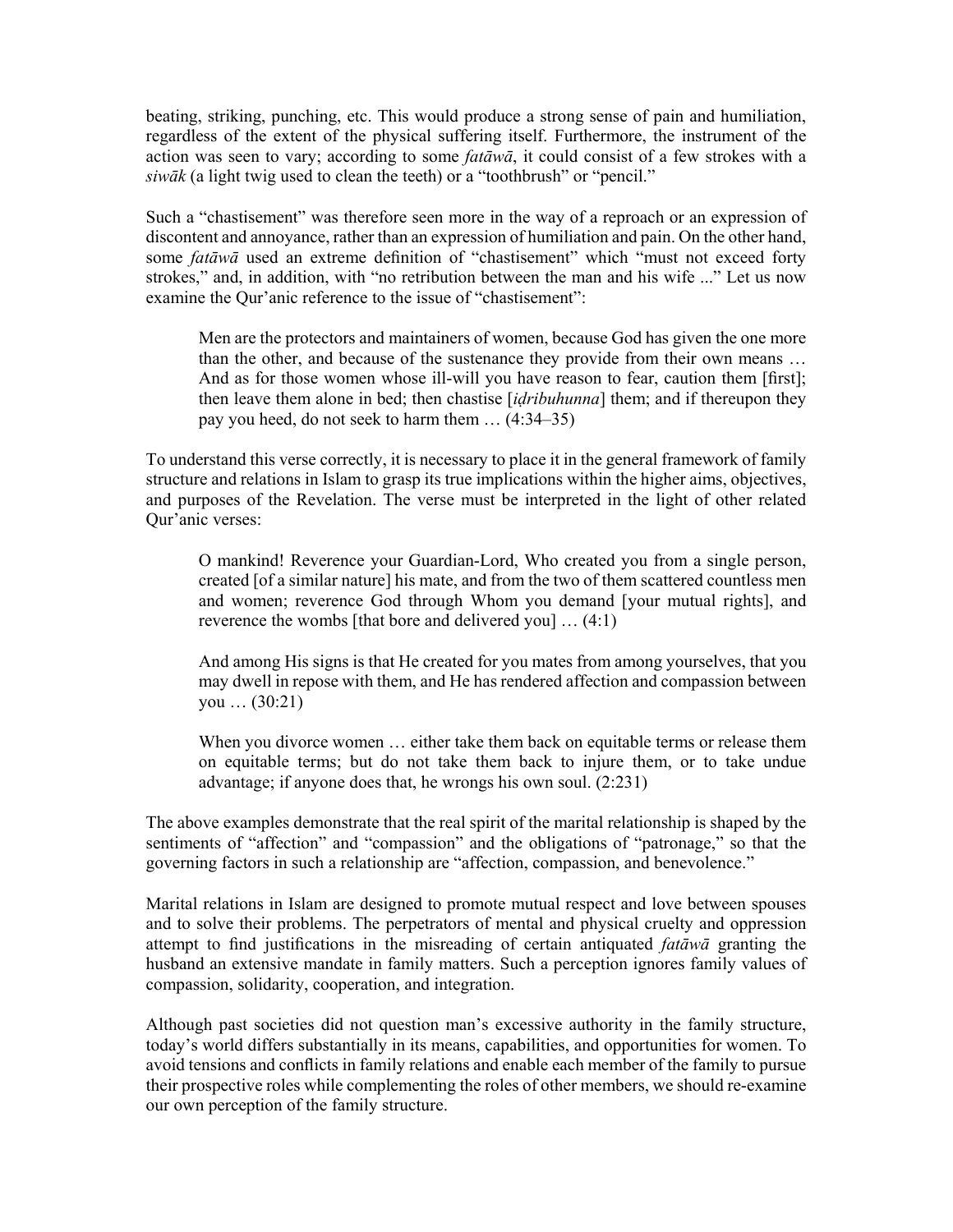beating, striking, punching, etc. This would produce a strong sense of pain and humiliation, regardless of the extent of the physical suffering itself. Furthermore, the instrument of the action was seen to vary; according to some *fatāwā*, it could consist of a few strokes with a *siwāk* (a light twig used to clean the teeth) or a "toothbrush" or "pencil."

Such a "chastisement" was therefore seen more in the way of a reproach or an expression of discontent and annoyance, rather than an expression of humiliation and pain. On the other hand, some *fatāwā* used an extreme definition of "chastisement" which "must not exceed forty strokes," and, in addition, with "no retribution between the man and his wife ..." Let us now examine the Qur'anic reference to the issue of "chastisement":

> Men are the protectors and maintainers of women, because God has given the one more than the other, and because of the sustenance they provide from their own means … And as for those women whose ill-will you have reason to fear, caution them [first]; then leave them alone in bed; then chastise [*iḍribuhunna*] them; and if thereupon they pay you heed, do not seek to harm them … (4:34–35)

To understand this verse correctly, it is necessary to place it in the general framework of family structure and relations in Islam to grasp its true implications within the higher aims, objectives, and purposes of the Revelation. The verse must be interpreted in the light of other related Qur'anic verses:

> O mankind! Reverence your Guardian-Lord, Who created you from a single person, created [of a similar nature] his mate, and from the two of them scattered countless men and women; reverence God through Whom you demand [your mutual rights], and reverence the wombs [that bore and delivered you] … (4:1)

> And among His signs is that He created for you mates from among yourselves, that you may dwell in repose with them, and He has rendered affection and compassion between you … (30:21)

> When you divorce women … either take them back on equitable terms or release them on equitable terms; but do not take them back to injure them, or to take undue advantage; if anyone does that, he wrongs his own soul. (2:231)

The above examples demonstrate that the real spirit of the marital relationship is shaped by the sentiments of "affection" and "compassion" and the obligations of "patronage," so that the governing factors in such a relationship are "affection, compassion, and benevolence."

Marital relations in Islam are designed to promote mutual respect and love between spouses and to solve their problems. The perpetrators of mental and physical cruelty and oppression attempt to find justifications in the misreading of certain antiquated *fatāwā* granting the husband an extensive mandate in family matters. Such a perception ignores family values of compassion, solidarity, cooperation, and integration.

Although past societies did not question man's excessive authority in the family structure, today's world differs substantially in its means, capabilities, and opportunities for women. To avoid tensions and conflicts in family relations and enable each member of the family to pursue their prospective roles while complementing the roles of other members, we should re-examine our own perception of the family structure.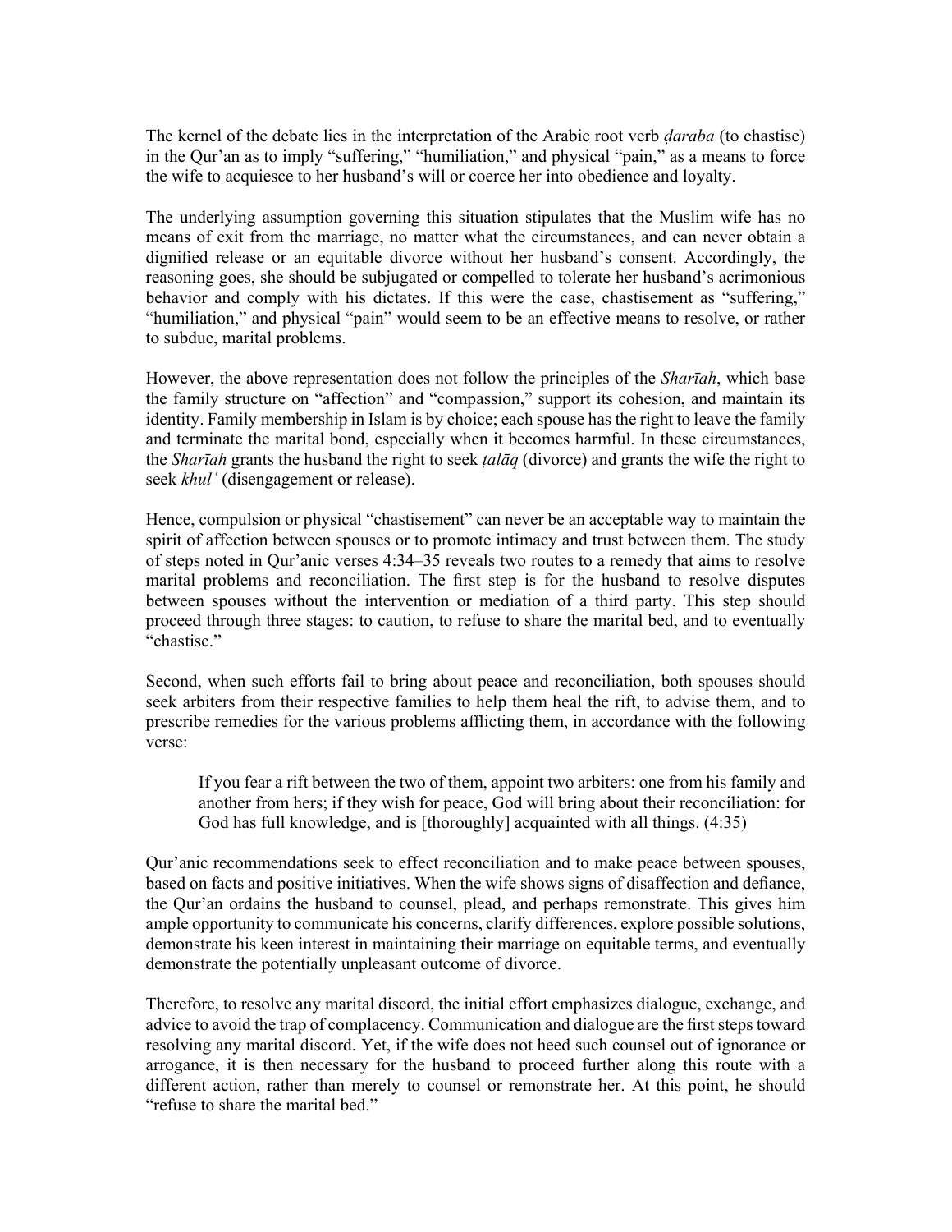The kernel of the debate lies in the interpretation of the Arabic root verb *ḍaraba* (to chastise) in the Qur'an as to imply "suffering," "humiliation," and physical "pain," as a means to force the wife to acquiesce to her husband's will or coerce her into obedience and loyalty.

The underlying assumption governing this situation stipulates that the Muslim wife has no means of exit from the marriage, no matter what the circumstances, and can never obtain a dignified release or an equitable divorce without her husband's consent. Accordingly, the reasoning goes, she should be subjugated or compelled to tolerate her husband's acrimonious behavior and comply with his dictates. If this were the case, chastisement as "suffering," "humiliation," and physical "pain" would seem to be an effective means to resolve, or rather to subdue, marital problems.

However, the above representation does not follow the principles of the *Sharīah*, which base the family structure on "affection" and "compassion," support its cohesion, and maintain its identity. Family membership in Islam is by choice; each spouse has the right to leave the family and terminate the marital bond, especially when it becomes harmful. In these circumstances, the *Sharīah* grants the husband the right to seek *ṭalāq* (divorce) and grants the wife the right to seek *khulʿ* (disengagement or release).

Hence, compulsion or physical "chastisement" can never be an acceptable way to maintain the spirit of affection between spouses or to promote intimacy and trust between them. The study of steps noted in Qur'anic verses 4:34–35 reveals two routes to a remedy that aims to resolve marital problems and reconciliation. The first step is for the husband to resolve disputes between spouses without the intervention or mediation of a third party. This step should proceed through three stages: to caution, to refuse to share the marital bed, and to eventually "chastise."

Second, when such efforts fail to bring about peace and reconciliation, both spouses should seek arbiters from their respective families to help them heal the rift, to advise them, and to prescribe remedies for the various problems afflicting them, in accordance with the following verse:

> If you fear a rift between the two of them, appoint two arbiters: one from his family and another from hers; if they wish for peace, God will bring about their reconciliation: for God has full knowledge, and is [thoroughly] acquainted with all things. (4:35)

Qur'anic recommendations seek to effect reconciliation and to make peace between spouses, based on facts and positive initiatives. When the wife shows signs of disaffection and defiance, the Qur'an ordains the husband to counsel, plead, and perhaps remonstrate. This gives him ample opportunity to communicate his concerns, clarify differences, explore possible solutions, demonstrate his keen interest in maintaining their marriage on equitable terms, and eventually demonstrate the potentially unpleasant outcome of divorce.

Therefore, to resolve any marital discord, the initial effort emphasizes dialogue, exchange, and advice to avoid the trap of complacency. Communication and dialogue are the first steps toward resolving any marital discord. Yet, if the wife does not heed such counsel out of ignorance or arrogance, it is then necessary for the husband to proceed further along this route with a different action, rather than merely to counsel or remonstrate her. At this point, he should "refuse to share the marital bed."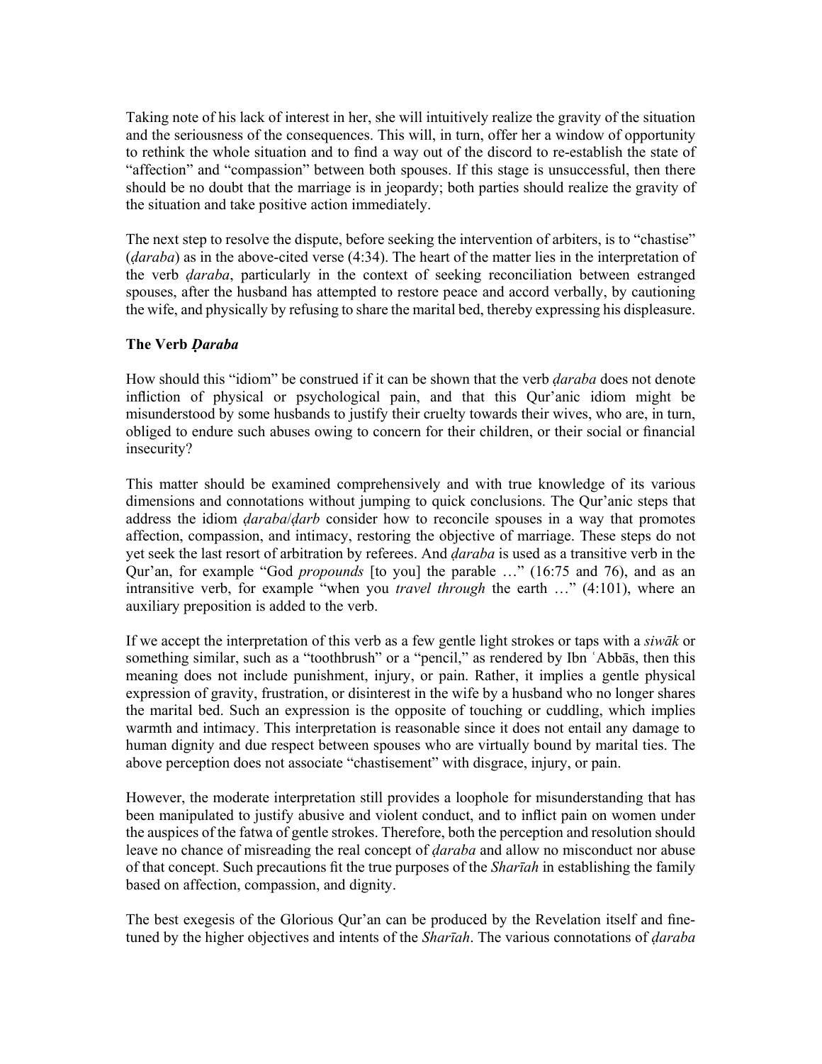Taking note of his lack of interest in her, she will intuitively realize the gravity of the situation and the seriousness of the consequences. This will, in turn, offer her a window of opportunity to rethink the whole situation and to find a way out of the discord to re-establish the state of "affection" and "compassion" between both spouses. If this stage is unsuccessful, then there should be no doubt that the marriage is in jeopardy; both parties should realize the gravity of the situation and take positive action immediately.

The next step to resolve the dispute, before seeking the intervention of arbiters, is to "chastise" (*ḍaraba*) as in the above-cited verse (4:34). The heart of the matter lies in the interpretation of the verb *ḍaraba*, particularly in the context of seeking reconciliation between estranged spouses, after the husband has attempted to restore peace and accord verbally, by cautioning the wife, and physically by refusing to share the marital bed, thereby expressing his displeasure.

### The Verb *Ḍaraba*

How should this "idiom" be construed if it can be shown that the verb *ḍaraba* does not denote infliction of physical or psychological pain, and that this Qur'anic idiom might be misunderstood by some husbands to justify their cruelty towards their wives, who are, in turn, obliged to endure such abuses owing to concern for their children, or their social or financial insecurity?

This matter should be examined comprehensively and with true knowledge of its various dimensions and connotations without jumping to quick conclusions. The Qur'anic steps that address the idiom *ḍaraba*/*ḍarb* consider how to reconcile spouses in a way that promotes affection, compassion, and intimacy, restoring the objective of marriage. These steps do not yet seek the last resort of arbitration by referees. And *ḍaraba* is used as a transitive verb in the Qur'an, for example "God *propounds* [to you] the parable …" (16:75 and 76), and as an intransitive verb, for example "when you *travel through* the earth …" (4:101), where an auxiliary preposition is added to the verb.

If we accept the interpretation of this verb as a few gentle light strokes or taps with a *siwāk* or something similar, such as a "toothbrush" or a "pencil," as rendered by Ibn ʿAbbās, then this meaning does not include punishment, injury, or pain. Rather, it implies a gentle physical expression of gravity, frustration, or disinterest in the wife by a husband who no longer shares the marital bed. Such an expression is the opposite of touching or cuddling, which implies warmth and intimacy. This interpretation is reasonable since it does not entail any damage to human dignity and due respect between spouses who are virtually bound by marital ties. The above perception does not associate "chastisement" with disgrace, injury, or pain.

However, the moderate interpretation still provides a loophole for misunderstanding that has been manipulated to justify abusive and violent conduct, and to inflict pain on women under the auspices of the fatwa of gentle strokes. Therefore, both the perception and resolution should leave no chance of misreading the real concept of *ḍaraba* and allow no misconduct nor abuse of that concept. Such precautions fit the true purposes of the *Sharīah* in establishing the family based on affection, compassion, and dignity.

The best exegesis of the Glorious Qur'an can be produced by the Revelation itself and fine-tuned by the higher objectives and intents of the *Sharīah*. The various connotations of *ḍaraba*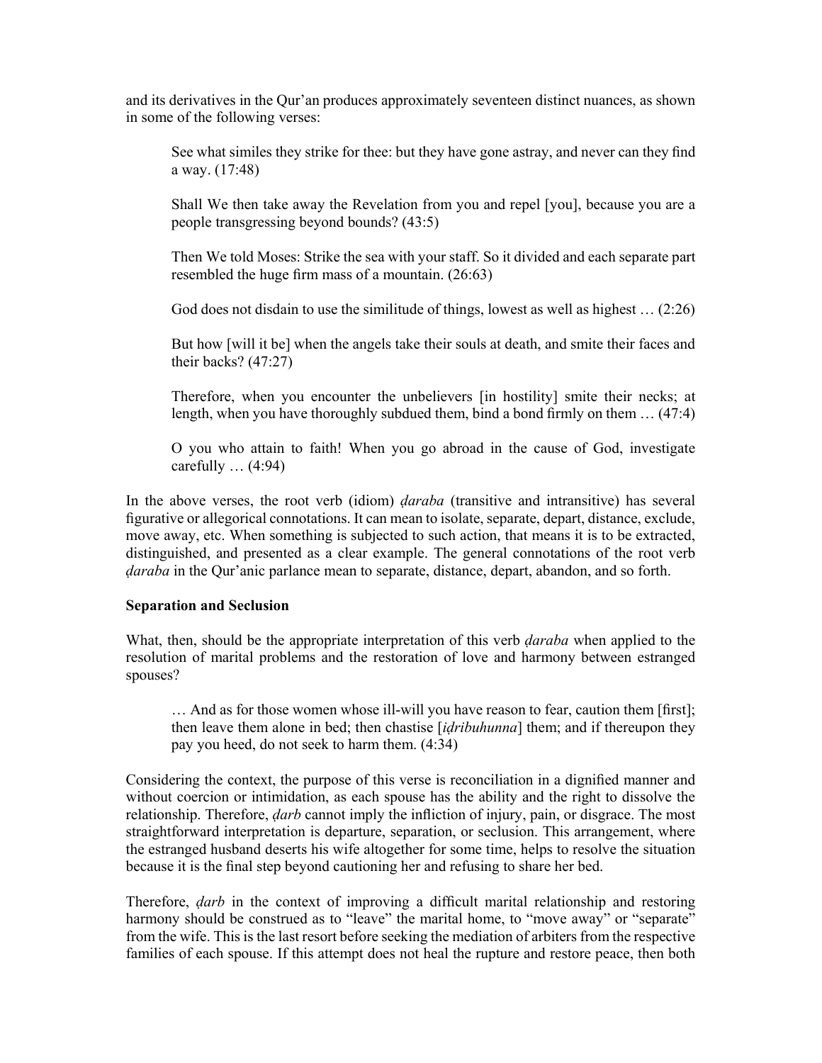and its derivatives in the Qur'an produces approximately seventeen distinct nuances, as shown in some of the following verses:

> See what similes they strike for thee: but they have gone astray, and never can they find a way. (17:48)
>
> Shall We then take away the Revelation from you and repel [you], because you are a people transgressing beyond bounds? (43:5)
>
> Then We told Moses: Strike the sea with your staff. So it divided and each separate part resembled the huge firm mass of a mountain. (26:63)
>
> God does not disdain to use the similitude of things, lowest as well as highest … (2:26)
>
> But how [will it be] when the angels take their souls at death, and smite their faces and their backs? (47:27)
>
> Therefore, when you encounter the unbelievers [in hostility] smite their necks; at length, when you have thoroughly subdued them, bind a bond firmly on them … (47:4)
>
> O you who attain to faith! When you go abroad in the cause of God, investigate carefully … (4:94)

In the above verses, the root verb (idiom) *ḍaraba* (transitive and intransitive) has several figurative or allegorical connotations. It can mean to isolate, separate, depart, distance, exclude, move away, etc. When something is subjected to such action, that means it is to be extracted, distinguished, and presented as a clear example. The general connotations of the root verb *ḍaraba* in the Qur'anic parlance mean to separate, distance, depart, abandon, and so forth.

**Separation and Seclusion**

What, then, should be the appropriate interpretation of this verb *ḍaraba* when applied to the resolution of marital problems and the restoration of love and harmony between estranged spouses?

> … And as for those women whose ill-will you have reason to fear, caution them [first]; then leave them alone in bed; then chastise [*iḍribuhunna*] them; and if thereupon they pay you heed, do not seek to harm them. (4:34)

Considering the context, the purpose of this verse is reconciliation in a dignified manner and without coercion or intimidation, as each spouse has the ability and the right to dissolve the relationship. Therefore, *ḍarb* cannot imply the infliction of injury, pain, or disgrace. The most straightforward interpretation is departure, separation, or seclusion. This arrangement, where the estranged husband deserts his wife altogether for some time, helps to resolve the situation because it is the final step beyond cautioning her and refusing to share her bed.

Therefore, *ḍarb* in the context of improving a difficult marital relationship and restoring harmony should be construed as to "leave" the marital home, to "move away" or "separate" from the wife. This is the last resort before seeking the mediation of arbiters from the respective families of each spouse. If this attempt does not heal the rupture and restore peace, then both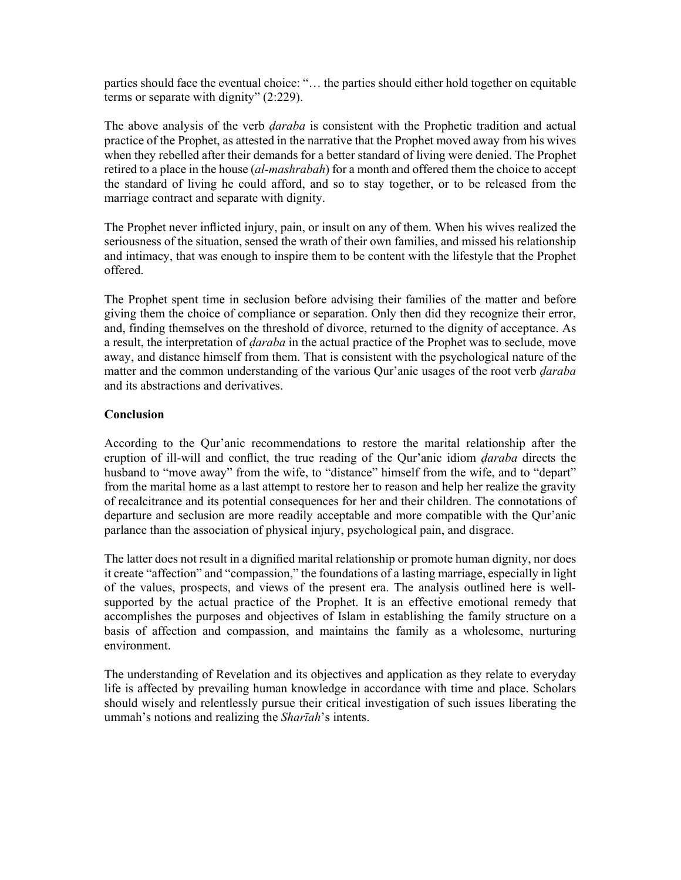parties should face the eventual choice: "… the parties should either hold together on equitable terms or separate with dignity" (2:229).

The above analysis of the verb *ḍaraba* is consistent with the Prophetic tradition and actual practice of the Prophet, as attested in the narrative that the Prophet moved away from his wives when they rebelled after their demands for a better standard of living were denied. The Prophet retired to a place in the house (*al-mashrabah*) for a month and offered them the choice to accept the standard of living he could afford, and so to stay together, or to be released from the marriage contract and separate with dignity.

The Prophet never inflicted injury, pain, or insult on any of them. When his wives realized the seriousness of the situation, sensed the wrath of their own families, and missed his relationship and intimacy, that was enough to inspire them to be content with the lifestyle that the Prophet offered.

The Prophet spent time in seclusion before advising their families of the matter and before giving them the choice of compliance or separation. Only then did they recognize their error, and, finding themselves on the threshold of divorce, returned to the dignity of acceptance. As a result, the interpretation of *ḍaraba* in the actual practice of the Prophet was to seclude, move away, and distance himself from them. That is consistent with the psychological nature of the matter and the common understanding of the various Qur'anic usages of the root verb *ḍaraba* and its abstractions and derivatives.

**Conclusion**

According to the Qur'anic recommendations to restore the marital relationship after the eruption of ill-will and conflict, the true reading of the Qur'anic idiom *ḍaraba* directs the husband to "move away" from the wife, to "distance" himself from the wife, and to "depart" from the marital home as a last attempt to restore her to reason and help her realize the gravity of recalcitrance and its potential consequences for her and their children. The connotations of departure and seclusion are more readily acceptable and more compatible with the Qur'anic parlance than the association of physical injury, psychological pain, and disgrace.

The latter does not result in a dignified marital relationship or promote human dignity, nor does it create "affection" and "compassion," the foundations of a lasting marriage, especially in light of the values, prospects, and views of the present era. The analysis outlined here is well-supported by the actual practice of the Prophet. It is an effective emotional remedy that accomplishes the purposes and objectives of Islam in establishing the family structure on a basis of affection and compassion, and maintains the family as a wholesome, nurturing environment.

The understanding of Revelation and its objectives and application as they relate to everyday life is affected by prevailing human knowledge in accordance with time and place. Scholars should wisely and relentlessly pursue their critical investigation of such issues liberating the ummah's notions and realizing the *Sharīah*'s intents.